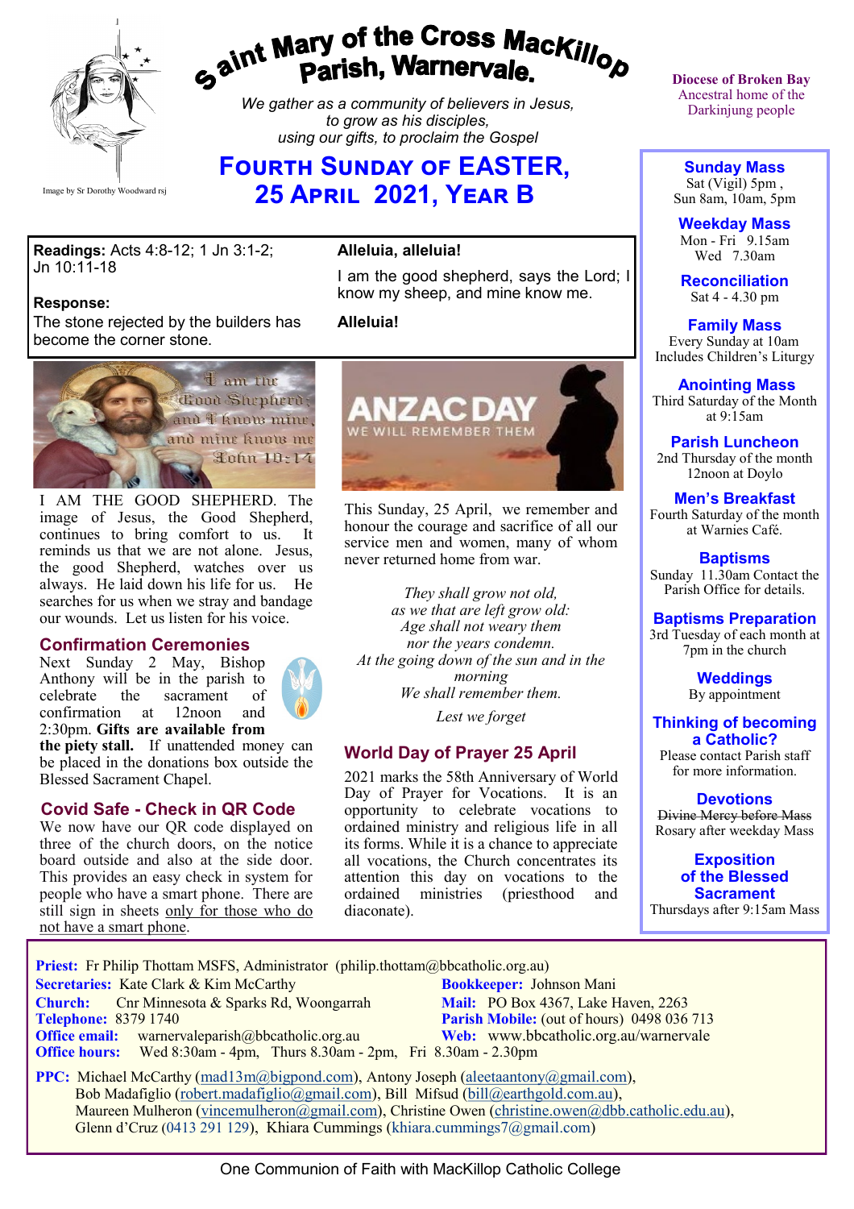# Saint Mary of the Cross MacKillop Parish, Warnervale.

Image by Sr Dorothy Woodward rsj

*We gather as a community of believers in Jesus, to grow as his disciples, using our gifts, to proclaim the Gospel*

Diocese of Broken Bay
Ancestral home of the Darkinjung people

## Fourth Sunday of EASTER, 25 April 2021, Year B

**Readings:** Acts 4:8-12; 1 Jn 3:1-2; Jn 10:11-18

**Response:**
The stone rejected by the builders has become the corner stone.

**Alleluia, alleluia!**

I am the good shepherd, says the Lord; I know my sheep, and mine know me.

**Alleluia!**

I AM THE GOOD SHEPHERD. The image of Jesus, the Good Shepherd, continues to bring comfort to us. It reminds us that we are not alone. Jesus, the good Shepherd, watches over us always. He laid down his life for us. He searches for us when we stray and bandage our wounds. Let us listen for his voice.

### Confirmation Ceremonies

Next Sunday 2 May, Bishop Anthony will be in the parish to celebrate the sacrament of confirmation at 12noon and 2:30pm. **Gifts are available from the piety stall.** If unattended money can be placed in the donations box outside the Blessed Sacrament Chapel.

### Covid Safe - Check in QR Code

We now have our QR code displayed on three of the church doors, on the notice board outside and also at the side door. This provides an easy check in system for people who have a smart phone. There are still sign in sheets <u>only for those who do not have a smart phone</u>.

### ANZAC DAY

WE WILL REMEMBER THEM

This Sunday, 25 April, we remember and honour the courage and sacrifice of all our service men and women, many of whom never returned home from war.

*They shall grow not old,*
*as we that are left grow old:*
*Age shall not weary them*
*nor the years condemn.*
*At the going down of the sun and in the morning*
*We shall remember them.*

*Lest we forget*

### World Day of Prayer 25 April

2021 marks the 58th Anniversary of World Day of Prayer for Vocations. It is an opportunity to celebrate vocations to ordained ministry and religious life in all its forms. While it is a chance to appreciate all vocations, the Church concentrates its attention this day on vocations to the ordained ministries (priesthood and diaconate).

---

**Sunday Mass**
Sat (Vigil) 5pm ,
Sun 8am, 10am, 5pm

**Weekday Mass**
Mon - Fri 9.15am
Wed 7.30am

**Reconciliation**
Sat 4 - 4.30 pm

**Family Mass**
Every Sunday at 10am
Includes Children's Liturgy

**Anointing Mass**
Third Saturday of the Month at 9:15am

**Parish Luncheon**
2nd Thursday of the month 12noon at Doylo

**Men's Breakfast**
Fourth Saturday of the month at Warnies Café.

**Baptisms**
Sunday 11.30am Contact the Parish Office for details.

**Baptisms Preparation**
3rd Tuesday of each month at 7pm in the church

**Weddings**
By appointment

**Thinking of becoming a Catholic?**
Please contact Parish staff for more information.

**Devotions**
~~Divine Mercy before Mass~~
Rosary after weekday Mass

**Exposition of the Blessed Sacrament**
Thursdays after 9:15am Mass

---

**Priest:** Fr Philip Thottam MSFS, Administrator (philip.thottam@bbcatholic.org.au)
**Secretaries:** Kate Clark & Kim McCarthy
**Bookkeeper:** Johnson Mani
**Church:** Cnr Minnesota & Sparks Rd, Woongarrah
**Mail:** PO Box 4367, Lake Haven, 2263
**Telephone:** 8379 1740
**Parish Mobile:** (out of hours) 0498 036 713
**Office email:** warnervaleparish@bbcatholic.org.au
**Web:** www.bbcatholic.org.au/warnervale
**Office hours:** Wed 8:30am - 4pm, Thurs 8.30am - 2pm, Fri 8.30am - 2.30pm

**PPC:** Michael McCarthy (mad13m@bigpond.com), Antony Joseph (aleetaantony@gmail.com), Bob Madafiglio (robert.madafiglio@gmail.com), Bill Mifsud (bill@earthgold.com.au), Maureen Mulheron (vincemulheron@gmail.com), Christine Owen (christine.owen@dbb.catholic.edu.au), Glenn d'Cruz (0413 291 129), Khiara Cummings (khiara.cummings7@gmail.com)

One Communion of Faith with MacKillop Catholic College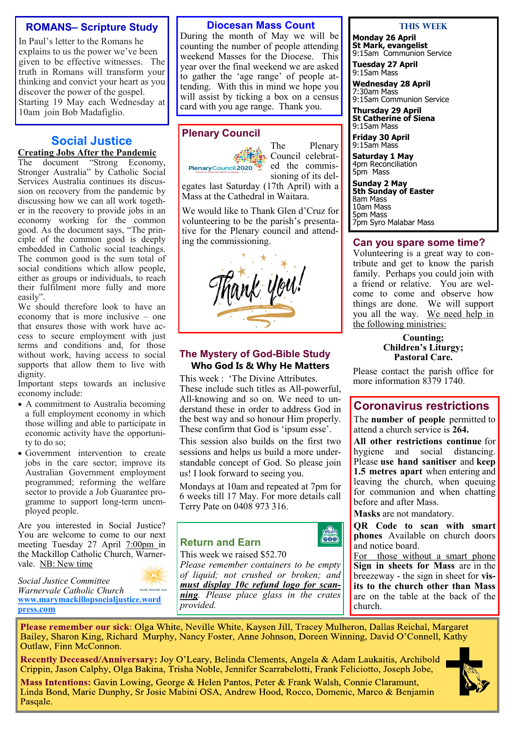## ROMANS– Scripture Study

In Paul's letter to the Romans he explains to us the power we've been given to be effective witnesses. The truth in Romans will transform your thinking and convict your heart as you discover the power of the gospel. Starting 19 May each Wednesday at 10am join Bob Madafiglio.

## Social Justice

**Creating Jobs After the Pandemic**

The document "Strong Economy, Stronger Australia" by Catholic Social Services Australia continues its discussion on recovery from the pandemic by discussing how we can all work together in the recovery to provide jobs in an economy working for the common good. As the document says, "The principle of the common good is deeply embedded in Catholic social teachings. The common good is the sum total of social conditions which allow people, either as groups or individuals, to reach their fulfilment more fully and more easily".

We should therefore look to have an economy that is more inclusive – one that ensures those with work have access to secure employment with just terms and conditions and, for those without work, having access to social supports that allow them to live with dignity.

Important steps towards an inclusive economy include:

- A commitment to Australia becoming a full employment economy in which those willing and able to participate in economic activity have the opportunity to do so;
- Government intervention to create jobs in the care sector; improve its Australian Government employment programmed; reforming the welfare sector to provide a Job Guarantee programme to support long-term unemployed people.

Are you interested in Social Justice? You are welcome to come to our next meeting Tuesday 27 April 7:00pm in the Mackillop Catholic Church, Warnervale. NB: New time

*Social Justice Committee*
*Warnervale Catholic Church*
www.marymackillopsocialjustice.wordpress.com

## Diocesan Mass Count

During the month of May we will be counting the number of people attending weekend Masses for the Diocese. This year over the final weekend we are asked to gather the 'age range' of people attending. With this in mind we hope you will assist by ticking a box on a census card with you age range. Thank you.

## Plenary Council

The Plenary Council celebrated the commissioning of its delegates last Saturday (17th April) with a Mass at the Cathedral in Waitara.

We would like to Thank Glen d'Cruz for volunteering to be the parish's presentative for the Plenary council and attending the commissioning.

Thank you!

## The Mystery of God-Bible Study

### Who God Is & Why He Matters

This week : 'The Divine Attributes. These include such titles as All-powerful, All-knowing and so on. We need to understand these in order to address God in the best way and so honour Him properly. These confirm that God is 'ipsum esse'.

This session also builds on the first two sessions and helps us build a more understandable concept of God. So please join us! I look forward to seeing you.

Mondays at 10am and repeated at 7pm for 6 weeks till 17 May. For more details call Terry Pate on 0408 973 316.

## Return and Earn

This week we raised $52.70

*Please remember containers to be empty of liquid; not crushed or broken; and* ***must display 10c refund logo for scanning****. Please place glass in the crates provided.*

## THIS WEEK

**Monday 26 April**
**St Mark, evangelist**
9:15am Communion Service

**Tuesday 27 April**
9:15am Mass

**Wednesday 28 April**
7:30am Mass
9:15am Communion Service

**Thursday 29 April**
**St Catherine of Siena**
9:15am Mass

**Friday 30 April**
9:15am Mass

**Saturday 1 May**
4pm Reconciliation
5pm Mass

**Sunday 2 May**
**5th Sunday of Easter**
8am Mass
10am Mass
5pm Mass
7pm Syro Malabar Mass

## Can you spare some time?

Volunteering is a great way to contribute and get to know the parish family. Perhaps you could join with a friend or relative. You are welcome to come and observe how things are done. We will support you all the way. We need help in the following ministries:

**Counting;**
**Children's Liturgy;**
**Pastoral Care.**

Please contact the parish office for more information 8379 1740.

## Coronavirus restrictions

The **number of people** permitted to attend a church service is **264.**

**All other restrictions continue** for hygiene and social distancing. Please **use hand sanitiser** and **keep 1.5 metres apart** when entering and leaving the church, when queuing for communion and when chatting before and after Mass.

**Masks** are not mandatory.

**QR Code to scan with smart phones** Available on church doors and notice board.

For those without a smart phone **Sign in sheets for Mass** are in the breezeway - the sign in sheet for **visits to the church other than Mass** are on the table at the back of the church.

**Please remember our sick**: Olga White, Neville White, Kaysen Jill, Tracey Mulheron, Dallas Reichal, Margaret Bailey, Sharon King, Richard Murphy, Nancy Foster, Anne Johnson, Doreen Winning, David O'Connell, Kathy Outlaw, Finn McConnon.

**Recently Deceased/Anniversary:** Joy O'Leary, Belinda Clements, Angela & Adam Laukaitis, Archibold Crippin, Jason Calphy, Olga Bakina, Trisha Noble, Jennifer Scarrabelotti, Frank Feliciotto, Joseph Jobe,

**Mass Intentions:** Gavin Lowing, George & Helen Pantos, Peter & Frank Walsh, Connie Claramunt, Linda Bond, Marie Dunphy, Sr Josie Mabini OSA, Andrew Hood, Rocco, Domenic, Marco & Benjamin Pasqale.